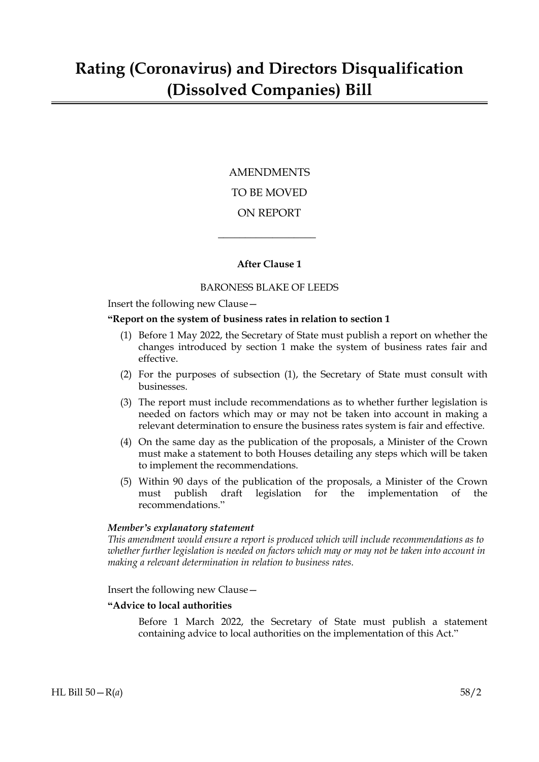# Rating (Coronavirus) and Directors Disqualification (Dissolved Companies) Bill

AMENDMENTS

TO BE MOVED

ON REPORT

---

**After Clause 1**

BARONESS BLAKE OF LEEDS

Insert the following new Clause—

**"Report on the system of business rates in relation to section 1**

(1) Before 1 May 2022, the Secretary of State must publish a report on whether the changes introduced by section 1 make the system of business rates fair and effective.

(2) For the purposes of subsection (1), the Secretary of State must consult with businesses.

(3) The report must include recommendations as to whether further legislation is needed on factors which may or may not be taken into account in making a relevant determination to ensure the business rates system is fair and effective.

(4) On the same day as the publication of the proposals, a Minister of the Crown must make a statement to both Houses detailing any steps which will be taken to implement the recommendations.

(5) Within 90 days of the publication of the proposals, a Minister of the Crown must publish draft legislation for the implementation of the recommendations."

***Member's explanatory statement***

*This amendment would ensure a report is produced which will include recommendations as to whether further legislation is needed on factors which may or may not be taken into account in making a relevant determination in relation to business rates.*

Insert the following new Clause—

**"Advice to local authorities**

Before 1 March 2022, the Secretary of State must publish a statement containing advice to local authorities on the implementation of this Act."

HL Bill 50—R(*a*) 58/2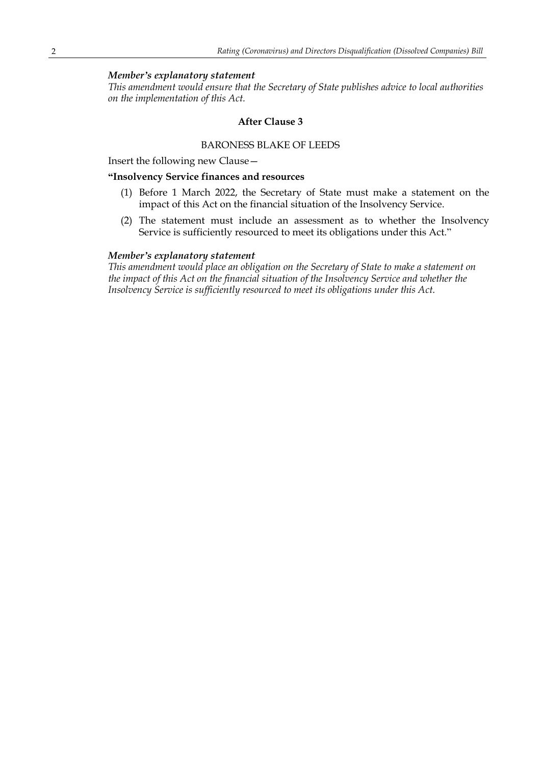***Member's explanatory statement***

*This amendment would ensure that the Secretary of State publishes advice to local authorities on the implementation of this Act.*

**After Clause 3**

BARONESS BLAKE OF LEEDS

Insert the following new Clause—

**"Insolvency Service finances and resources**

(1) Before 1 March 2022, the Secretary of State must make a statement on the impact of this Act on the financial situation of the Insolvency Service.

(2) The statement must include an assessment as to whether the Insolvency Service is sufficiently resourced to meet its obligations under this Act."

***Member's explanatory statement***

*This amendment would place an obligation on the Secretary of State to make a statement on the impact of this Act on the financial situation of the Insolvency Service and whether the Insolvency Service is sufficiently resourced to meet its obligations under this Act.*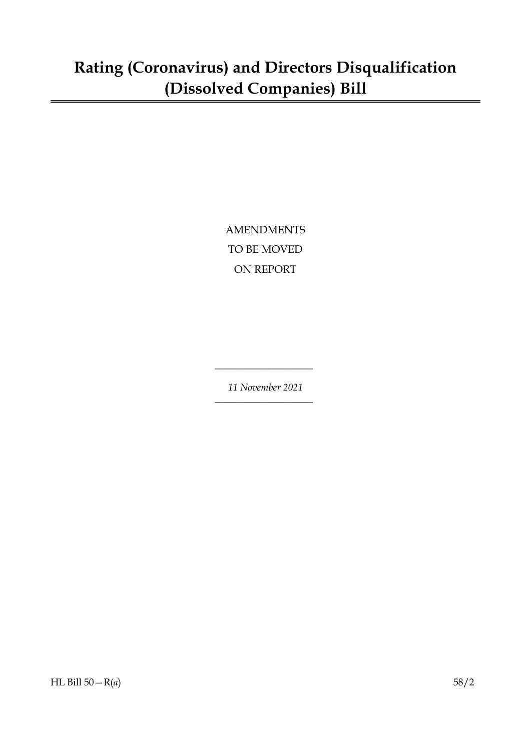# Rating (Coronavirus) and Directors Disqualification (Dissolved Companies) Bill

AMENDMENTS
TO BE MOVED
ON REPORT

---

*11 November 2021*

---

HL Bill 50—R(*a*)

58/2